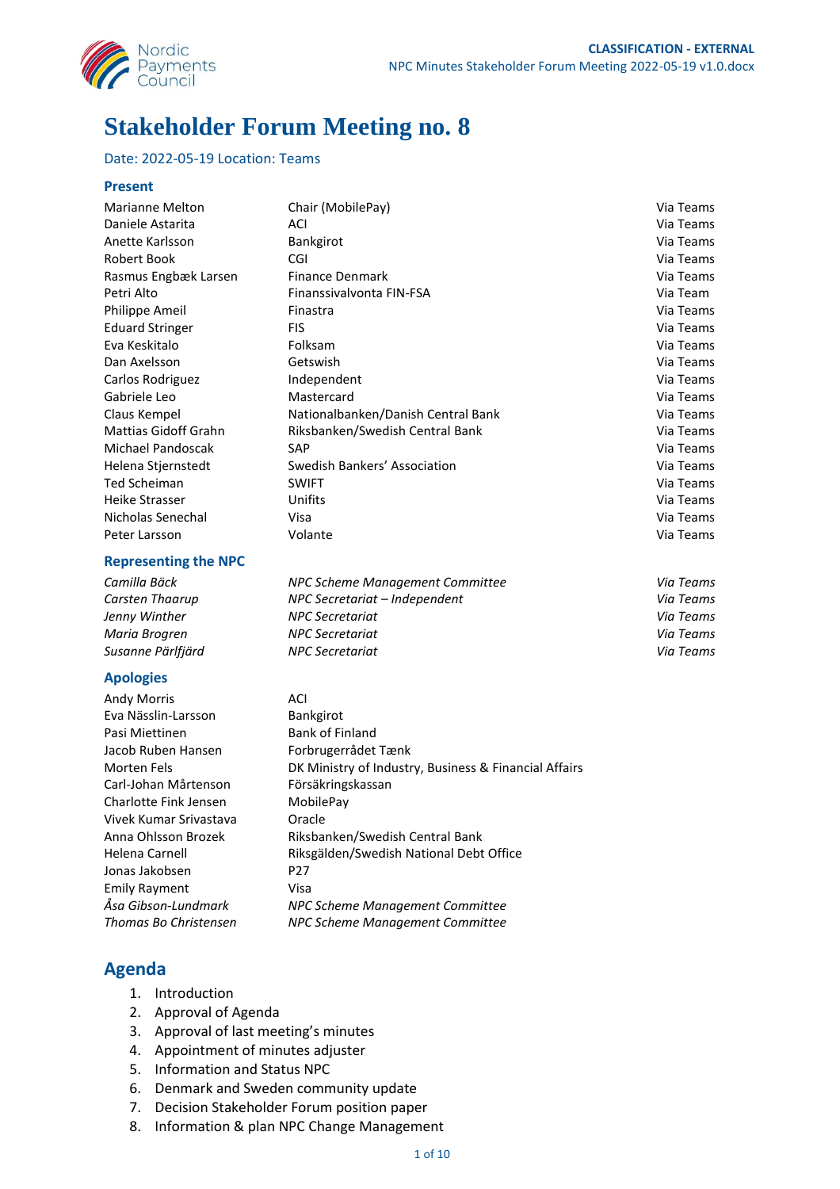# Stakeholder Forum Meeting no. 8

Date: 2022-05-19 Location: Teams

### Present

| | | |
|---|---|---|
| Marianne Melton | Chair (MobilePay) | Via Teams |
| Daniele Astarita | ACI | Via Teams |
| Anette Karlsson | Bankgirot | Via Teams |
| Robert Book | CGI | Via Teams |
| Rasmus Engbæk Larsen | Finance Denmark | Via Teams |
| Petri Alto | Finanssivalvonta FIN-FSA | Via Team |
| Philippe Ameil | Finastra | Via Teams |
| Eduard Stringer | FIS | Via Teams |
| Eva Keskitalo | Folksam | Via Teams |
| Dan Axelsson | Getswish | Via Teams |
| Carlos Rodriguez | Independent | Via Teams |
| Gabriele Leo | Mastercard | Via Teams |
| Claus Kempel | Nationalbanken/Danish Central Bank | Via Teams |
| Mattias Gidoff Grahn | Riksbanken/Swedish Central Bank | Via Teams |
| Michael Pandoscak | SAP | Via Teams |
| Helena Stjernstedt | Swedish Bankers' Association | Via Teams |
| Ted Scheiman | SWIFT | Via Teams |
| Heike Strasser | Unifits | Via Teams |
| Nicholas Senechal | Visa | Via Teams |
| Peter Larsson | Volante | Via Teams |

### Representing the NPC

| | | |
|---|---|---|
| *Camilla Bäck* | *NPC Scheme Management Committee* | *Via Teams* |
| *Carsten Thaarup* | *NPC Secretariat – Independent* | *Via Teams* |
| *Jenny Winther* | *NPC Secretariat* | *Via Teams* |
| *Maria Brogren* | *NPC Secretariat* | *Via Teams* |
| *Susanne Pärlfjärd* | *NPC Secretariat* | *Via Teams* |

### Apologies

| | |
|---|---|
| Andy Morris | ACI |
| Eva Nässlin-Larsson | Bankgirot |
| Pasi Miettinen | Bank of Finland |
| Jacob Ruben Hansen | Forbrugerrådet Tænk |
| Morten Fels | DK Ministry of Industry, Business & Financial Affairs |
| Carl-Johan Mårtenson | Försäkringskassan |
| Charlotte Fink Jensen | MobilePay |
| Vivek Kumar Srivastava | Oracle |
| Anna Ohlsson Brozek | Riksbanken/Swedish Central Bank |
| Helena Carnell | Riksgälden/Swedish National Debt Office |
| Jonas Jakobsen | P27 |
| Emily Rayment | Visa |
| *Åsa Gibson-Lundmark* | *NPC Scheme Management Committee* |
| *Thomas Bo Christensen* | *NPC Scheme Management Committee* |

## Agenda

1. Introduction
2. Approval of Agenda
3. Approval of last meeting's minutes
4. Appointment of minutes adjuster
5. Information and Status NPC
6. Denmark and Sweden community update
7. Decision Stakeholder Forum position paper
8. Information & plan NPC Change Management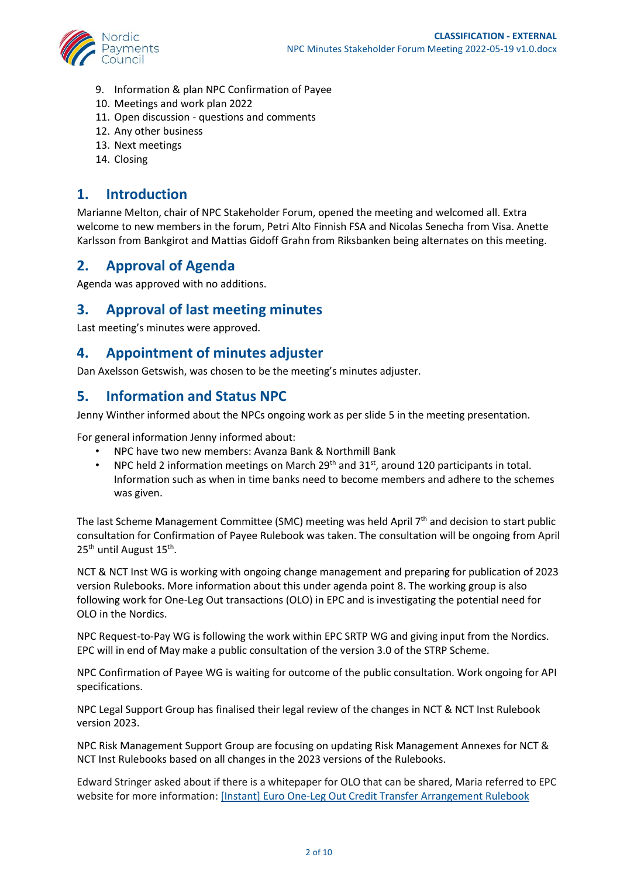9. Information & plan NPC Confirmation of Payee
10. Meetings and work plan 2022
11. Open discussion - questions and comments
12. Any other business
13. Next meetings
14. Closing

## 1. Introduction

Marianne Melton, chair of NPC Stakeholder Forum, opened the meeting and welcomed all. Extra welcome to new members in the forum, Petri Alto Finnish FSA and Nicolas Senecha from Visa. Anette Karlsson from Bankgirot and Mattias Gidoff Grahn from Riksbanken being alternates on this meeting.

## 2. Approval of Agenda

Agenda was approved with no additions.

## 3. Approval of last meeting minutes

Last meeting's minutes were approved.

## 4. Appointment of minutes adjuster

Dan Axelsson Getswish, was chosen to be the meeting's minutes adjuster.

## 5. Information and Status NPC

Jenny Winther informed about the NPCs ongoing work as per slide 5 in the meeting presentation.

For general information Jenny informed about:

- NPC have two new members: Avanza Bank & Northmill Bank
- NPC held 2 information meetings on March 29th and 31st, around 120 participants in total. Information such as when in time banks need to become members and adhere to the schemes was given.

The last Scheme Management Committee (SMC) meeting was held April 7th and decision to start public consultation for Confirmation of Payee Rulebook was taken. The consultation will be ongoing from April 25th until August 15th.

NCT & NCT Inst WG is working with ongoing change management and preparing for publication of 2023 version Rulebooks. More information about this under agenda point 8. The working group is also following work for One-Leg Out transactions (OLO) in EPC and is investigating the potential need for OLO in the Nordics.

NPC Request-to-Pay WG is following the work within EPC SRTP WG and giving input from the Nordics. EPC will in end of May make a public consultation of the version 3.0 of the STRP Scheme.

NPC Confirmation of Payee WG is waiting for outcome of the public consultation. Work ongoing for API specifications.

NPC Legal Support Group has finalised their legal review of the changes in NCT & NCT Inst Rulebook version 2023.

NPC Risk Management Support Group are focusing on updating Risk Management Annexes for NCT & NCT Inst Rulebooks based on all changes in the 2023 versions of the Rulebooks.

Edward Stringer asked about if there is a whitepaper for OLO that can be shared, Maria referred to EPC website for more information: [Instant] Euro One-Leg Out Credit Transfer Arrangement Rulebook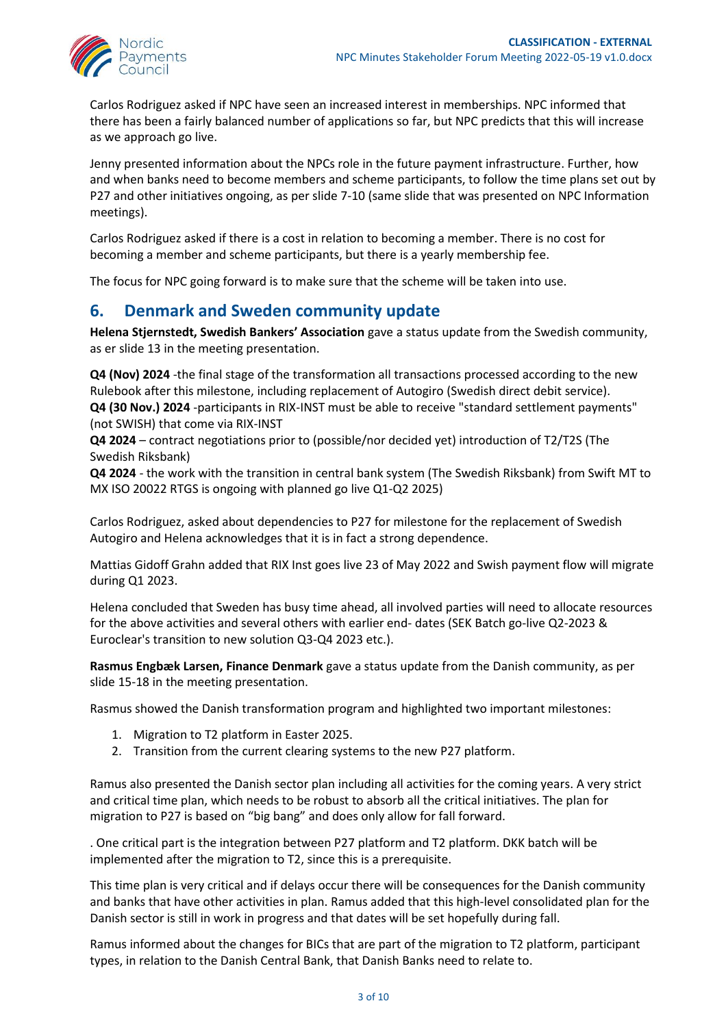Carlos Rodriguez asked if NPC have seen an increased interest in memberships. NPC informed that there has been a fairly balanced number of applications so far, but NPC predicts that this will increase as we approach go live.

Jenny presented information about the NPCs role in the future payment infrastructure. Further, how and when banks need to become members and scheme participants, to follow the time plans set out by P27 and other initiatives ongoing, as per slide 7-10 (same slide that was presented on NPC Information meetings).

Carlos Rodriguez asked if there is a cost in relation to becoming a member. There is no cost for becoming a member and scheme participants, but there is a yearly membership fee.

The focus for NPC going forward is to make sure that the scheme will be taken into use.

## 6. Denmark and Sweden community update

**Helena Stjernstedt, Swedish Bankers' Association** gave a status update from the Swedish community, as er slide 13 in the meeting presentation.

**Q4 (Nov) 2024** -the final stage of the transformation all transactions processed according to the new Rulebook after this milestone, including replacement of Autogiro (Swedish direct debit service).
**Q4 (30 Nov.) 2024** -participants in RIX-INST must be able to receive "standard settlement payments" (not SWISH) that come via RIX-INST
**Q4 2024** – contract negotiations prior to (possible/nor decided yet) introduction of T2/T2S (The Swedish Riksbank)
**Q4 2024** - the work with the transition in central bank system (The Swedish Riksbank) from Swift MT to MX ISO 20022 RTGS is ongoing with planned go live Q1-Q2 2025)

Carlos Rodriguez, asked about dependencies to P27 for milestone for the replacement of Swedish Autogiro and Helena acknowledges that it is in fact a strong dependence.

Mattias Gidoff Grahn added that RIX Inst goes live 23 of May 2022 and Swish payment flow will migrate during Q1 2023.

Helena concluded that Sweden has busy time ahead, all involved parties will need to allocate resources for the above activities and several others with earlier end- dates (SEK Batch go-live Q2-2023 & Euroclear's transition to new solution Q3-Q4 2023 etc.).

**Rasmus Engbæk Larsen, Finance Denmark** gave a status update from the Danish community, as per slide 15-18 in the meeting presentation.

Rasmus showed the Danish transformation program and highlighted two important milestones:

1. Migration to T2 platform in Easter 2025.
2. Transition from the current clearing systems to the new P27 platform.

Ramus also presented the Danish sector plan including all activities for the coming years. A very strict and critical time plan, which needs to be robust to absorb all the critical initiatives. The plan for migration to P27 is based on "big bang" and does only allow for fall forward.

. One critical part is the integration between P27 platform and T2 platform. DKK batch will be implemented after the migration to T2, since this is a prerequisite.

This time plan is very critical and if delays occur there will be consequences for the Danish community and banks that have other activities in plan. Ramus added that this high-level consolidated plan for the Danish sector is still in work in progress and that dates will be set hopefully during fall.

Ramus informed about the changes for BICs that are part of the migration to T2 platform, participant types, in relation to the Danish Central Bank, that Danish Banks need to relate to.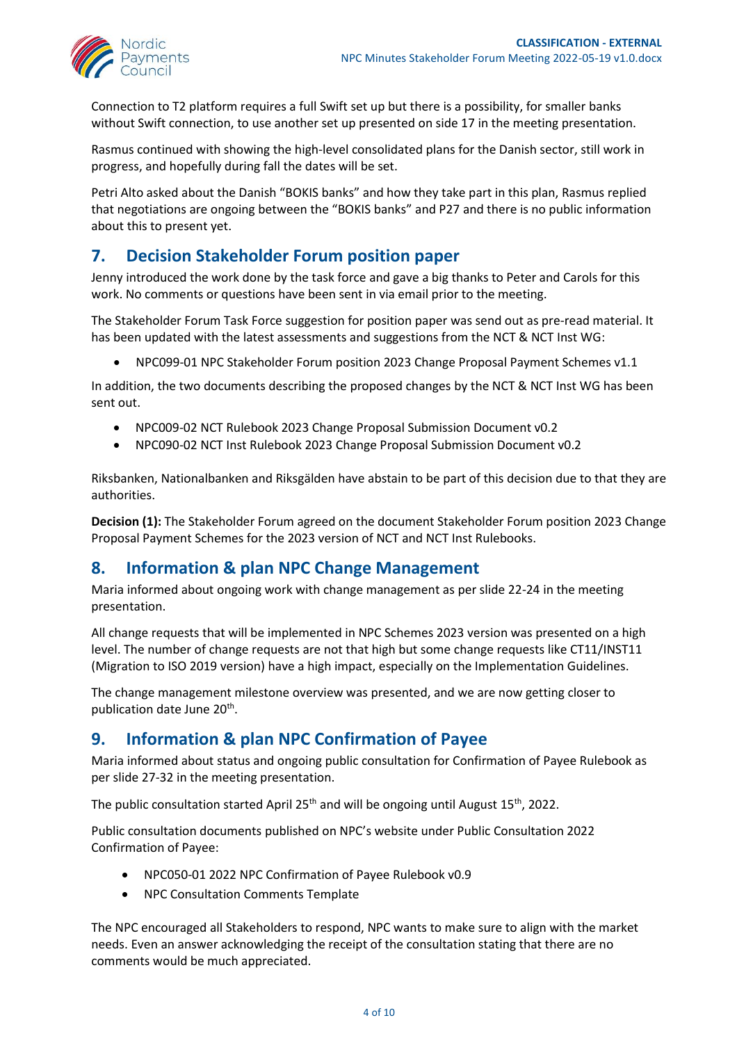Connection to T2 platform requires a full Swift set up but there is a possibility, for smaller banks without Swift connection, to use another set up presented on side 17 in the meeting presentation.

Rasmus continued with showing the high-level consolidated plans for the Danish sector, still work in progress, and hopefully during fall the dates will be set.

Petri Alto asked about the Danish "BOKIS banks" and how they take part in this plan, Rasmus replied that negotiations are ongoing between the "BOKIS banks" and P27 and there is no public information about this to present yet.

## 7. Decision Stakeholder Forum position paper

Jenny introduced the work done by the task force and gave a big thanks to Peter and Carols for this work. No comments or questions have been sent in via email prior to the meeting.

The Stakeholder Forum Task Force suggestion for position paper was send out as pre-read material. It has been updated with the latest assessments and suggestions from the NCT & NCT Inst WG:

- NPC099-01 NPC Stakeholder Forum position 2023 Change Proposal Payment Schemes v1.1

In addition, the two documents describing the proposed changes by the NCT & NCT Inst WG has been sent out.

- NPC009-02 NCT Rulebook 2023 Change Proposal Submission Document v0.2
- NPC090-02 NCT Inst Rulebook 2023 Change Proposal Submission Document v0.2

Riksbanken, Nationalbanken and Riksgälden have abstain to be part of this decision due to that they are authorities.

**Decision (1):** The Stakeholder Forum agreed on the document Stakeholder Forum position 2023 Change Proposal Payment Schemes for the 2023 version of NCT and NCT Inst Rulebooks.

## 8. Information & plan NPC Change Management

Maria informed about ongoing work with change management as per slide 22-24 in the meeting presentation.

All change requests that will be implemented in NPC Schemes 2023 version was presented on a high level. The number of change requests are not that high but some change requests like CT11/INST11 (Migration to ISO 2019 version) have a high impact, especially on the Implementation Guidelines.

The change management milestone overview was presented, and we are now getting closer to publication date June 20th.

## 9. Information & plan NPC Confirmation of Payee

Maria informed about status and ongoing public consultation for Confirmation of Payee Rulebook as per slide 27-32 in the meeting presentation.

The public consultation started April 25th and will be ongoing until August 15th, 2022.

Public consultation documents published on NPC's website under Public Consultation 2022 Confirmation of Payee:

- NPC050-01 2022 NPC Confirmation of Payee Rulebook v0.9
- NPC Consultation Comments Template

The NPC encouraged all Stakeholders to respond, NPC wants to make sure to align with the market needs. Even an answer acknowledging the receipt of the consultation stating that there are no comments would be much appreciated.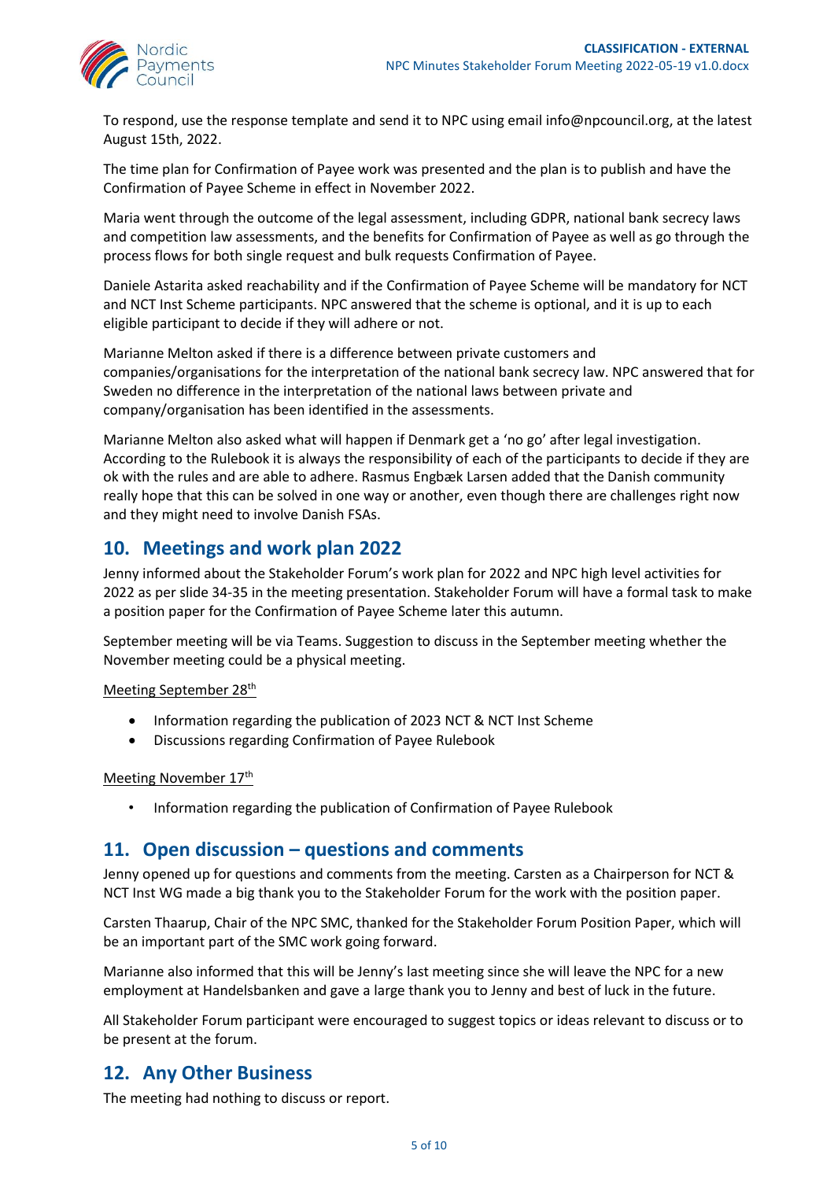To respond, use the response template and send it to NPC using email info@npcouncil.org, at the latest August 15th, 2022.

The time plan for Confirmation of Payee work was presented and the plan is to publish and have the Confirmation of Payee Scheme in effect in November 2022.

Maria went through the outcome of the legal assessment, including GDPR, national bank secrecy laws and competition law assessments, and the benefits for Confirmation of Payee as well as go through the process flows for both single request and bulk requests Confirmation of Payee.

Daniele Astarita asked reachability and if the Confirmation of Payee Scheme will be mandatory for NCT and NCT Inst Scheme participants. NPC answered that the scheme is optional, and it is up to each eligible participant to decide if they will adhere or not.

Marianne Melton asked if there is a difference between private customers and companies/organisations for the interpretation of the national bank secrecy law. NPC answered that for Sweden no difference in the interpretation of the national laws between private and company/organisation has been identified in the assessments.

Marianne Melton also asked what will happen if Denmark get a 'no go' after legal investigation. According to the Rulebook it is always the responsibility of each of the participants to decide if they are ok with the rules and are able to adhere. Rasmus Engbæk Larsen added that the Danish community really hope that this can be solved in one way or another, even though there are challenges right now and they might need to involve Danish FSAs.

## 10. Meetings and work plan 2022

Jenny informed about the Stakeholder Forum's work plan for 2022 and NPC high level activities for 2022 as per slide 34-35 in the meeting presentation. Stakeholder Forum will have a formal task to make a position paper for the Confirmation of Payee Scheme later this autumn.

September meeting will be via Teams. Suggestion to discuss in the September meeting whether the November meeting could be a physical meeting.

Meeting September 28th

- Information regarding the publication of 2023 NCT & NCT Inst Scheme
- Discussions regarding Confirmation of Payee Rulebook

Meeting November 17th

- Information regarding the publication of Confirmation of Payee Rulebook

## 11. Open discussion – questions and comments

Jenny opened up for questions and comments from the meeting. Carsten as a Chairperson for NCT & NCT Inst WG made a big thank you to the Stakeholder Forum for the work with the position paper.

Carsten Thaarup, Chair of the NPC SMC, thanked for the Stakeholder Forum Position Paper, which will be an important part of the SMC work going forward.

Marianne also informed that this will be Jenny's last meeting since she will leave the NPC for a new employment at Handelsbanken and gave a large thank you to Jenny and best of luck in the future.

All Stakeholder Forum participant were encouraged to suggest topics or ideas relevant to discuss or to be present at the forum.

## 12. Any Other Business

The meeting had nothing to discuss or report.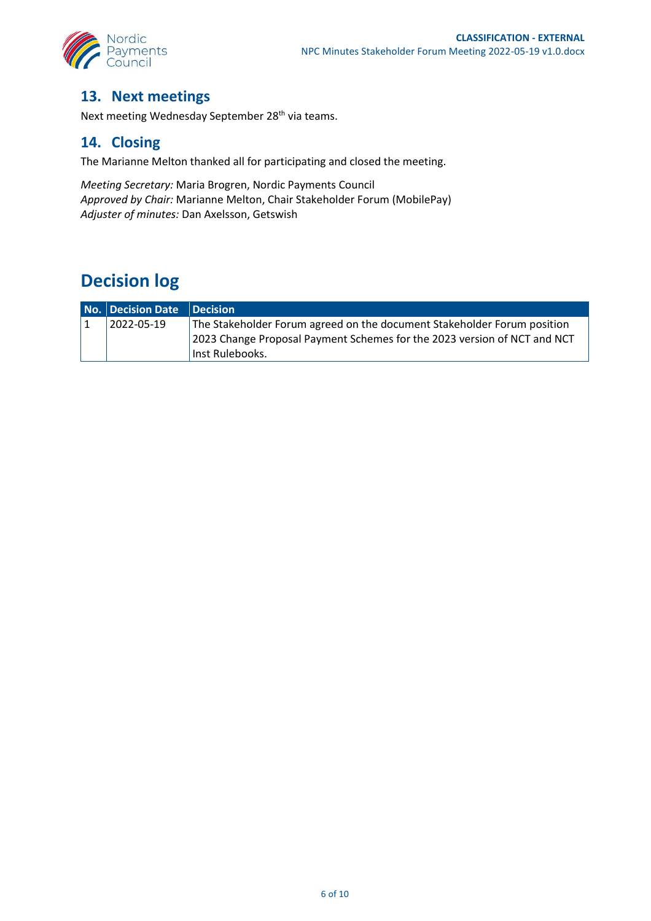## 13. Next meetings

Next meeting Wednesday September 28th via teams.

## 14. Closing

The Marianne Melton thanked all for participating and closed the meeting.

*Meeting Secretary:* Maria Brogren, Nordic Payments Council
*Approved by Chair:* Marianne Melton, Chair Stakeholder Forum (MobilePay)
*Adjuster of minutes:* Dan Axelsson, Getswish

# Decision log

| No. | Decision Date | Decision |
|---|---|---|
| 1 | 2022-05-19 | The Stakeholder Forum agreed on the document Stakeholder Forum position 2023 Change Proposal Payment Schemes for the 2023 version of NCT and NCT Inst Rulebooks. |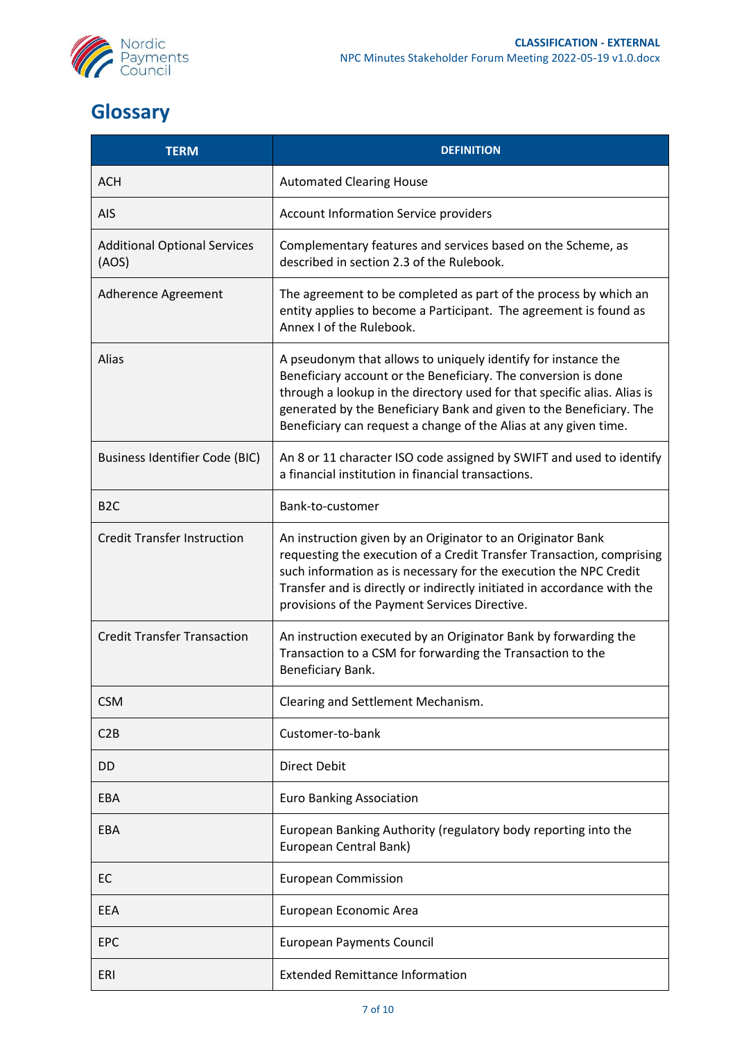# Glossary

| TERM | DEFINITION |
|---|---|
| ACH | Automated Clearing House |
| AIS | Account Information Service providers |
| Additional Optional Services (AOS) | Complementary features and services based on the Scheme, as described in section 2.3 of the Rulebook. |
| Adherence Agreement | The agreement to be completed as part of the process by which an entity applies to become a Participant. The agreement is found as Annex I of the Rulebook. |
| Alias | A pseudonym that allows to uniquely identify for instance the Beneficiary account or the Beneficiary. The conversion is done through a lookup in the directory used for that specific alias. Alias is generated by the Beneficiary Bank and given to the Beneficiary. The Beneficiary can request a change of the Alias at any given time. |
| Business Identifier Code (BIC) | An 8 or 11 character ISO code assigned by SWIFT and used to identify a financial institution in financial transactions. |
| B2C | Bank-to-customer |
| Credit Transfer Instruction | An instruction given by an Originator to an Originator Bank requesting the execution of a Credit Transfer Transaction, comprising such information as is necessary for the execution the NPC Credit Transfer and is directly or indirectly initiated in accordance with the provisions of the Payment Services Directive. |
| Credit Transfer Transaction | An instruction executed by an Originator Bank by forwarding the Transaction to a CSM for forwarding the Transaction to the Beneficiary Bank. |
| CSM | Clearing and Settlement Mechanism. |
| C2B | Customer-to-bank |
| DD | Direct Debit |
| EBA | Euro Banking Association |
| EBA | European Banking Authority (regulatory body reporting into the European Central Bank) |
| EC | European Commission |
| EEA | European Economic Area |
| EPC | European Payments Council |
| ERI | Extended Remittance Information |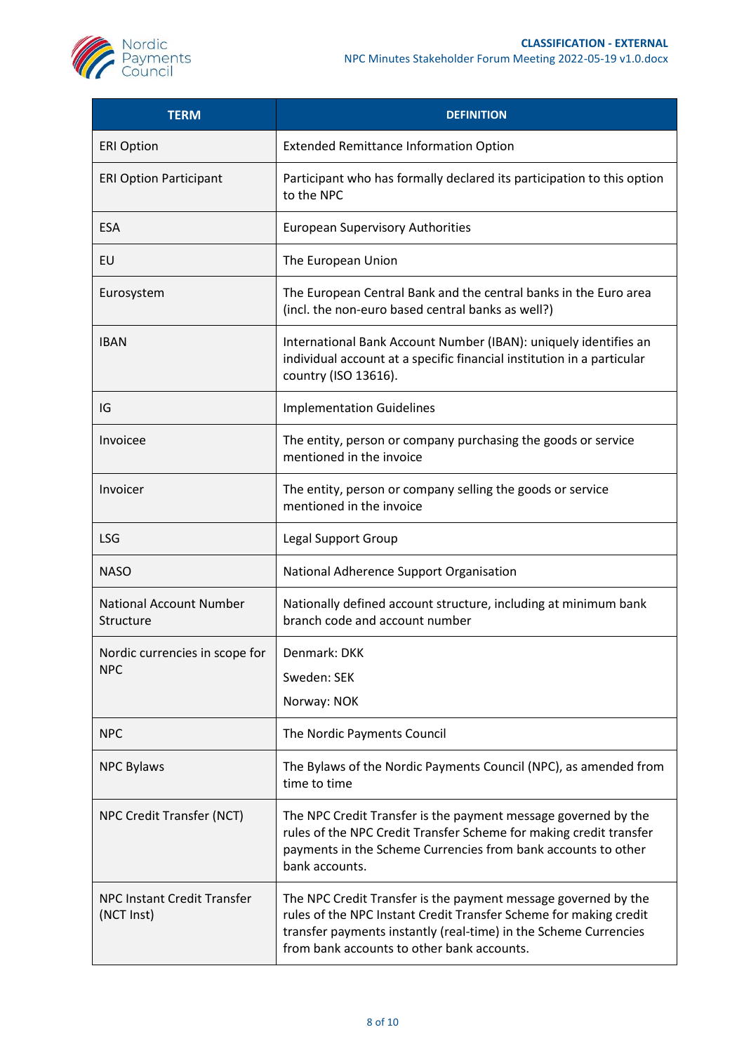| TERM | DEFINITION |
| --- | --- |
| ERI Option | Extended Remittance Information Option |
| ERI Option Participant | Participant who has formally declared its participation to this option to the NPC |
| ESA | European Supervisory Authorities |
| EU | The European Union |
| Eurosystem | The European Central Bank and the central banks in the Euro area (incl. the non-euro based central banks as well?) |
| IBAN | International Bank Account Number (IBAN): uniquely identifies an individual account at a specific financial institution in a particular country (ISO 13616). |
| IG | Implementation Guidelines |
| Invoicee | The entity, person or company purchasing the goods or service mentioned in the invoice |
| Invoicer | The entity, person or company selling the goods or service mentioned in the invoice |
| LSG | Legal Support Group |
| NASO | National Adherence Support Organisation |
| National Account Number Structure | Nationally defined account structure, including at minimum bank branch code and account number |
| Nordic currencies in scope for NPC | Denmark: DKK<br>Sweden: SEK<br>Norway: NOK |
| NPC | The Nordic Payments Council |
| NPC Bylaws | The Bylaws of the Nordic Payments Council (NPC), as amended from time to time |
| NPC Credit Transfer (NCT) | The NPC Credit Transfer is the payment message governed by the rules of the NPC Credit Transfer Scheme for making credit transfer payments in the Scheme Currencies from bank accounts to other bank accounts. |
| NPC Instant Credit Transfer (NCT Inst) | The NPC Credit Transfer is the payment message governed by the rules of the NPC Instant Credit Transfer Scheme for making credit transfer payments instantly (real-time) in the Scheme Currencies from bank accounts to other bank accounts. |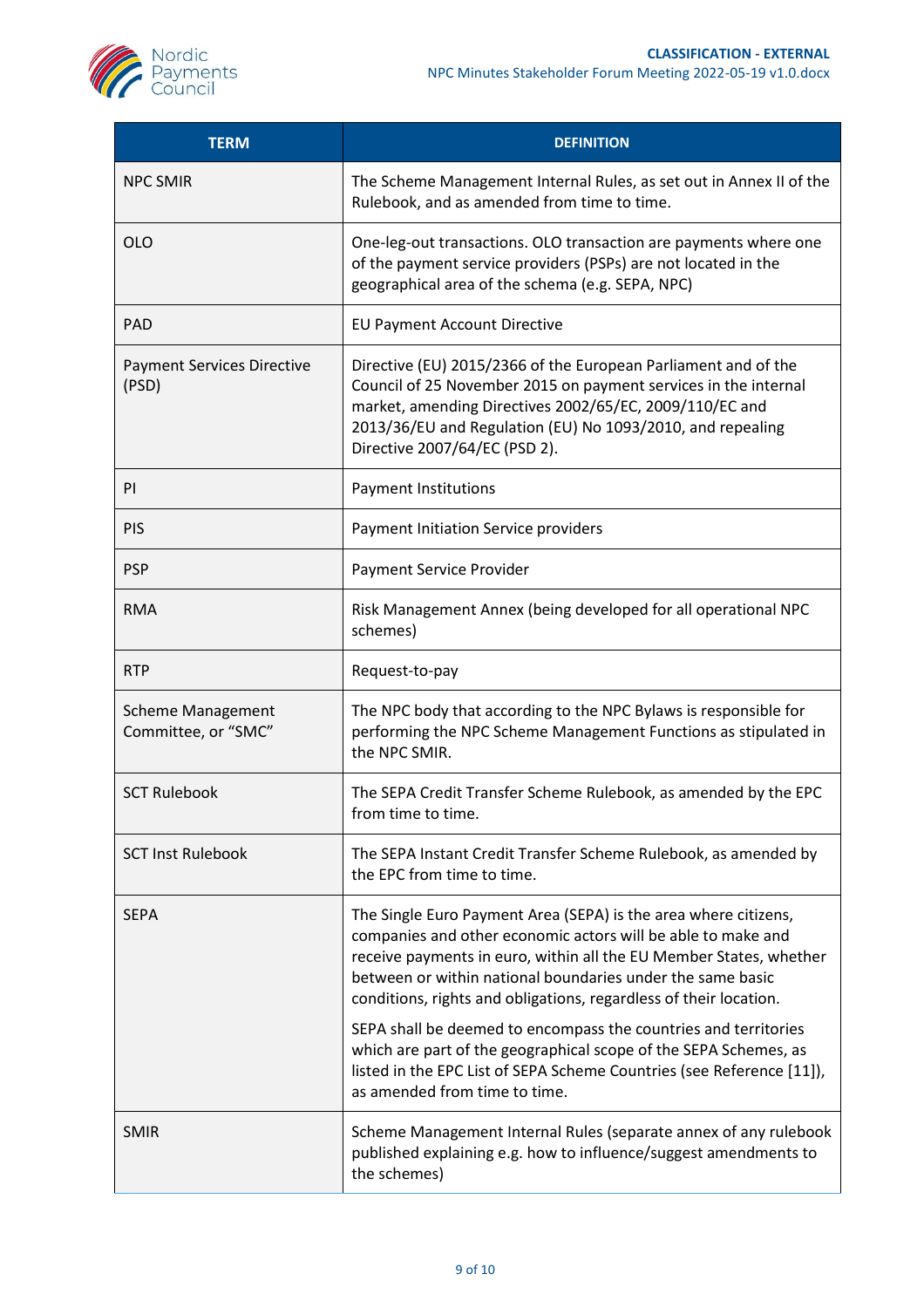| TERM | DEFINITION |
|---|---|
| NPC SMIR | The Scheme Management Internal Rules, as set out in Annex II of the Rulebook, and as amended from time to time. |
| OLO | One-leg-out transactions. OLO transaction are payments where one of the payment service providers (PSPs) are not located in the geographical area of the schema (e.g. SEPA, NPC) |
| PAD | EU Payment Account Directive |
| Payment Services Directive (PSD) | Directive (EU) 2015/2366 of the European Parliament and of the Council of 25 November 2015 on payment services in the internal market, amending Directives 2002/65/EC, 2009/110/EC and 2013/36/EU and Regulation (EU) No 1093/2010, and repealing Directive 2007/64/EC (PSD 2). |
| PI | Payment Institutions |
| PIS | Payment Initiation Service providers |
| PSP | Payment Service Provider |
| RMA | Risk Management Annex (being developed for all operational NPC schemes) |
| RTP | Request-to-pay |
| Scheme Management Committee, or "SMC" | The NPC body that according to the NPC Bylaws is responsible for performing the NPC Scheme Management Functions as stipulated in the NPC SMIR. |
| SCT Rulebook | The SEPA Credit Transfer Scheme Rulebook, as amended by the EPC from time to time. |
| SCT Inst Rulebook | The SEPA Instant Credit Transfer Scheme Rulebook, as amended by the EPC from time to time. |
| SEPA | The Single Euro Payment Area (SEPA) is the area where citizens, companies and other economic actors will be able to make and receive payments in euro, within all the EU Member States, whether between or within national boundaries under the same basic conditions, rights and obligations, regardless of their location. SEPA shall be deemed to encompass the countries and territories which are part of the geographical scope of the SEPA Schemes, as listed in the EPC List of SEPA Scheme Countries (see Reference [11]), as amended from time to time. |
| SMIR | Scheme Management Internal Rules (separate annex of any rulebook published explaining e.g. how to influence/suggest amendments to the schemes) |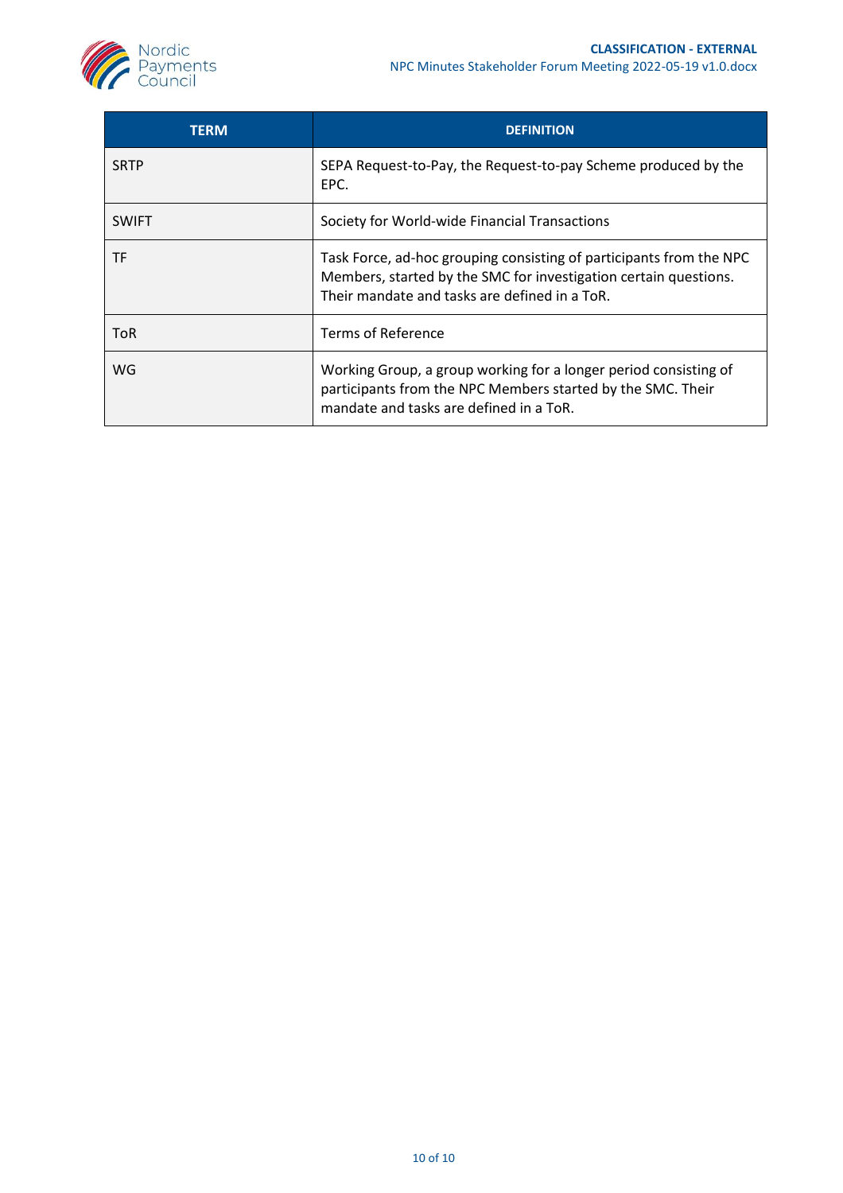| TERM | DEFINITION |
|---|---|
| SRTP | SEPA Request-to-Pay, the Request-to-pay Scheme produced by the EPC. |
| SWIFT | Society for World-wide Financial Transactions |
| TF | Task Force, ad-hoc grouping consisting of participants from the NPC Members, started by the SMC for investigation certain questions. Their mandate and tasks are defined in a ToR. |
| ToR | Terms of Reference |
| WG | Working Group, a group working for a longer period consisting of participants from the NPC Members started by the SMC. Their mandate and tasks are defined in a ToR. |